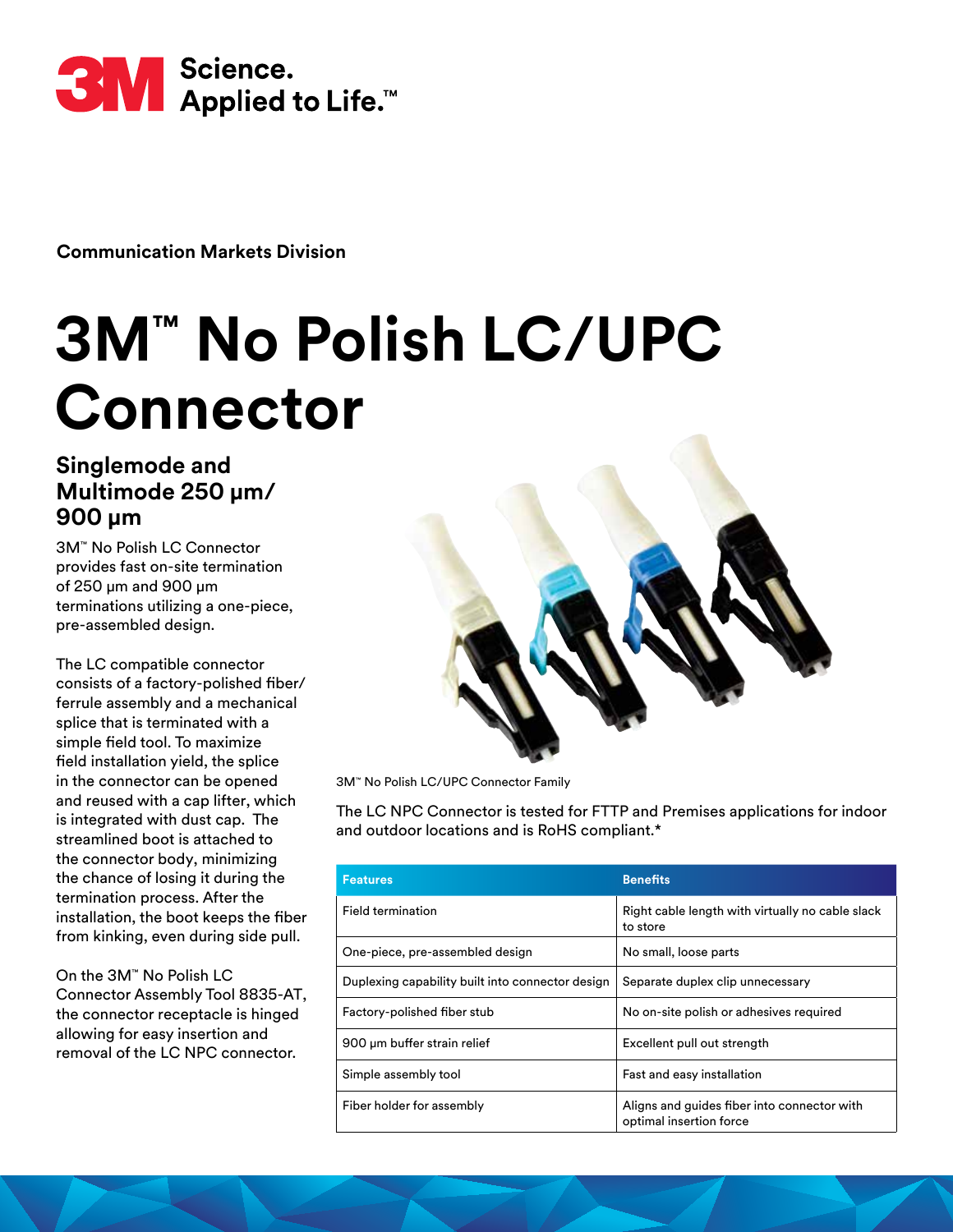3M Science. Applied to Life.™

**Communication Markets Division**

# 3M™ No Polish LC/UPC Connector

## Singlemode and Multimode 250 µm/ 900 µm

3M™ No Polish LC Connector provides fast on-site termination of 250 µm and 900 µm terminations utilizing a one-piece, pre-assembled design.

The LC compatible connector consists of a factory-polished fiber/ferrule assembly and a mechanical splice that is terminated with a simple field tool. To maximize field installation yield, the splice in the connector can be opened and reused with a cap lifter, which is integrated with dust cap. The streamlined boot is attached to the connector body, minimizing the chance of losing it during the termination process. After the installation, the boot keeps the fiber from kinking, even during side pull.

On the 3M™ No Polish LC Connector Assembly Tool 8835-AT, the connector receptacle is hinged allowing for easy insertion and removal of the LC NPC connector.

3M™ No Polish LC/UPC Connector Family

The LC NPC Connector is tested for FTTP and Premises applications for indoor and outdoor locations and is RoHS compliant.*

| Features | Benefits |
|---|---|
| Field termination | Right cable length with virtually no cable slack to store |
| One-piece, pre-assembled design | No small, loose parts |
| Duplexing capability built into connector design | Separate duplex clip unnecessary |
| Factory-polished fiber stub | No on-site polish or adhesives required |
| 900 µm buffer strain relief | Excellent pull out strength |
| Simple assembly tool | Fast and easy installation |
| Fiber holder for assembly | Aligns and guides fiber into connector with optimal insertion force |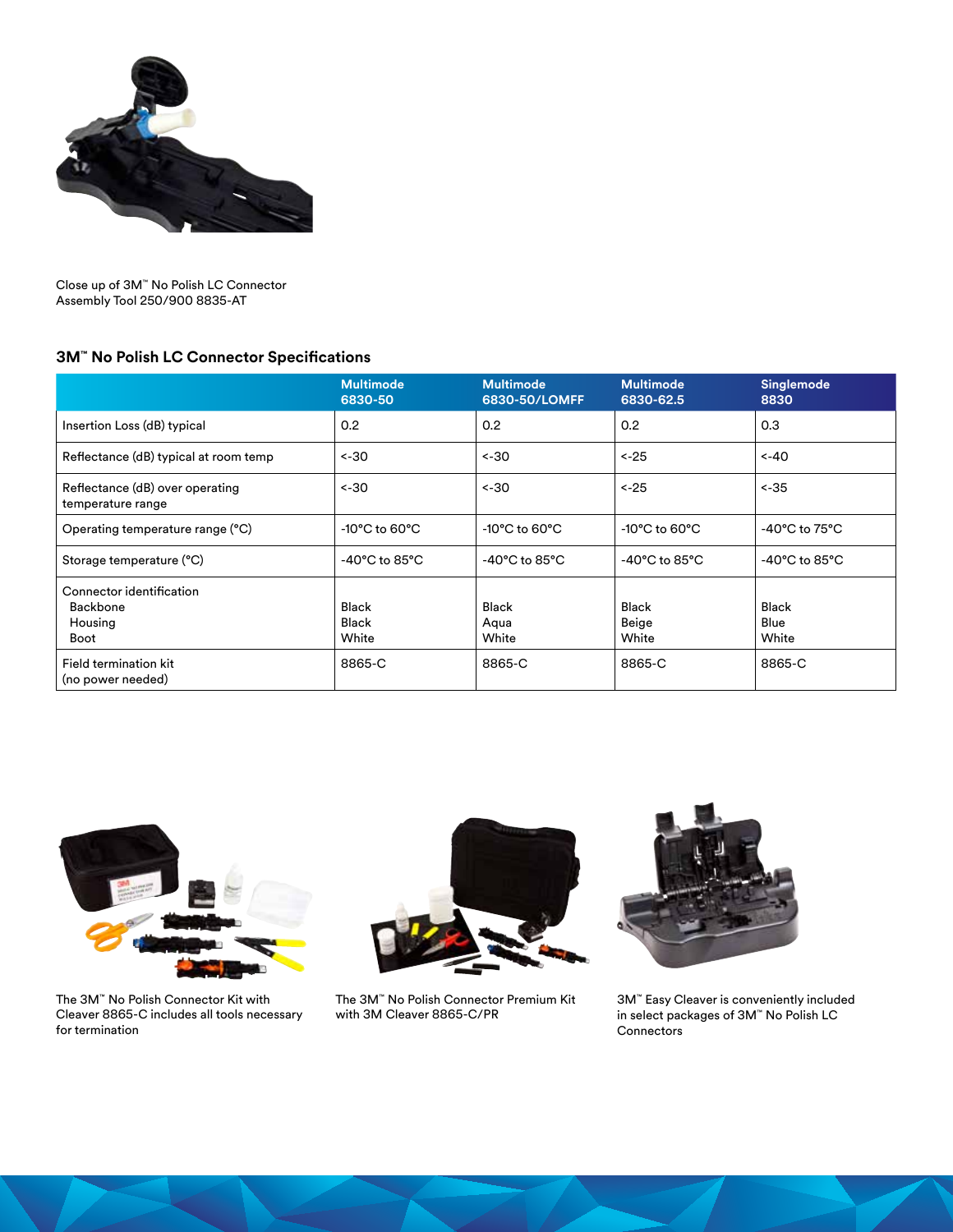Close up of 3M™ No Polish LC Connector Assembly Tool 250/900 8835-AT

### 3M™ No Polish LC Connector Specifications

| | Multimode 6830-50 | Multimode 6830-50/LOMFF | Multimode 6830-62.5 | Singlemode 8830 |
|---|---|---|---|---|
| Insertion Loss (dB) typical | 0.2 | 0.2 | 0.2 | 0.3 |
| Reflectance (dB) typical at room temp | <-30 | <-30 | <-25 | <-40 |
| Reflectance (dB) over operating temperature range | <-30 | <-30 | <-25 | <-35 |
| Operating temperature range (°C) | -10°C to 60°C | -10°C to 60°C | -10°C to 60°C | -40°C to 75°C |
| Storage temperature (°C) | -40°C to 85°C | -40°C to 85°C | -40°C to 85°C | -40°C to 85°C |
| Connector identification<br>Backbone<br>Housing<br>Boot | <br>Black<br>Black<br>White | <br>Black<br>Aqua<br>White | <br>Black<br>Beige<br>White | <br>Black<br>Blue<br>White |
| Field termination kit (no power needed) | 8865-C | 8865-C | 8865-C | 8865-C |

The 3M™ No Polish Connector Kit with Cleaver 8865-C includes all tools necessary for termination

The 3M™ No Polish Connector Premium Kit with 3M Cleaver 8865-C/PR

3M™ Easy Cleaver is conveniently included in select packages of 3M™ No Polish LC Connectors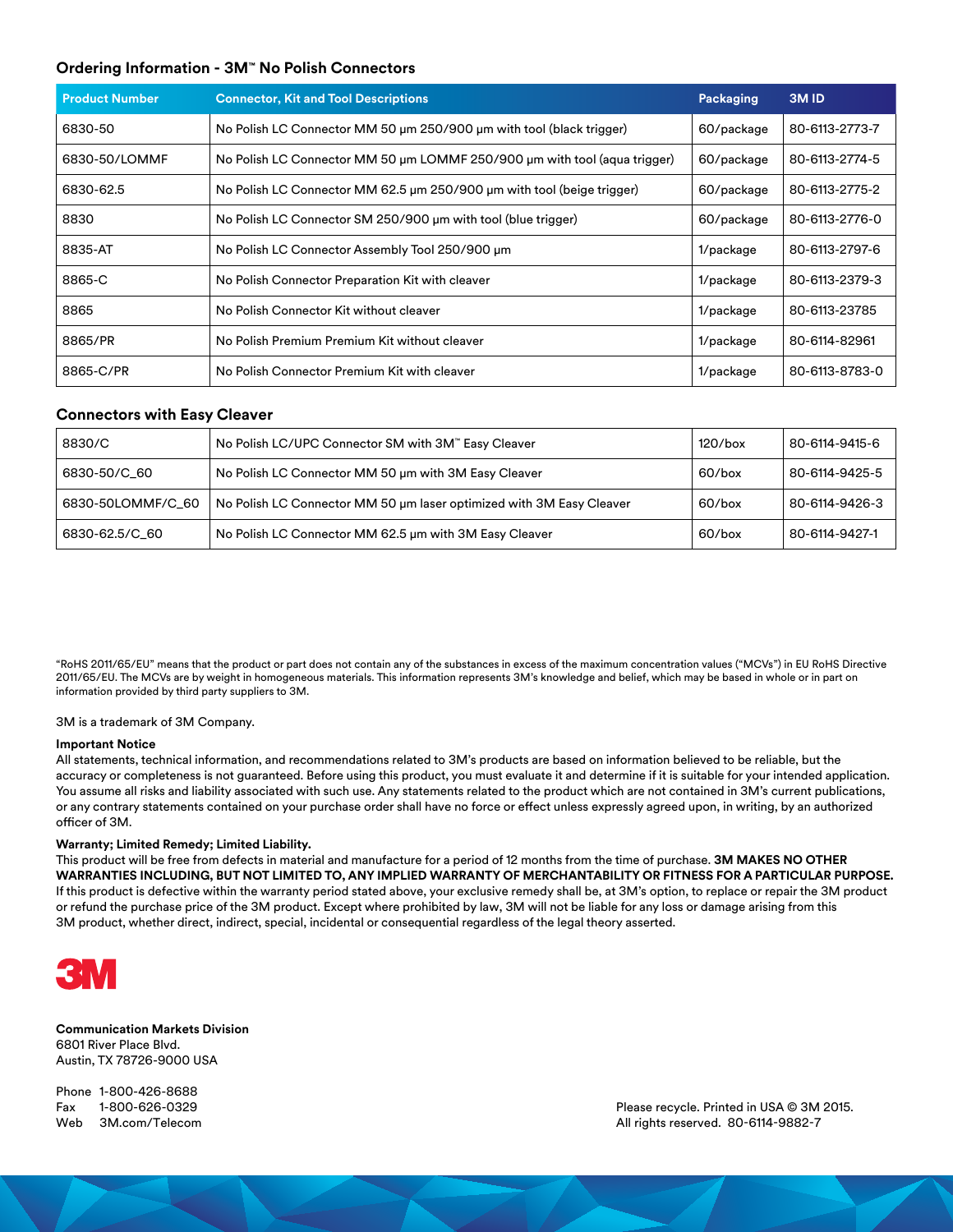## Ordering Information - 3M™ No Polish Connectors

| Product Number | Connector, Kit and Tool Descriptions | Packaging | 3M ID |
|---|---|---|---|
| 6830-50 | No Polish LC Connector MM 50 µm 250/900 µm with tool (black trigger) | 60/package | 80-6113-2773-7 |
| 6830-50/LOMMF | No Polish LC Connector MM 50 µm LOMMF 250/900 µm with tool (aqua trigger) | 60/package | 80-6113-2774-5 |
| 6830-62.5 | No Polish LC Connector MM 62.5 µm 250/900 µm with tool (beige trigger) | 60/package | 80-6113-2775-2 |
| 8830 | No Polish LC Connector SM 250/900 µm with tool (blue trigger) | 60/package | 80-6113-2776-0 |
| 8835-AT | No Polish LC Connector Assembly Tool 250/900 µm | 1/package | 80-6113-2797-6 |
| 8865-C | No Polish Connector Preparation Kit with cleaver | 1/package | 80-6113-2379-3 |
| 8865 | No Polish Connector Kit without cleaver | 1/package | 80-6113-23785 |
| 8865/PR | No Polish Premium Premium Kit without cleaver | 1/package | 80-6114-82961 |
| 8865-C/PR | No Polish Connector Premium Kit with cleaver | 1/package | 80-6113-8783-0 |

## Connectors with Easy Cleaver

| | | | |
|---|---|---|---|
| 8830/C | No Polish LC/UPC Connector SM with 3M™ Easy Cleaver | 120/box | 80-6114-9415-6 |
| 6830-50/C_60 | No Polish LC Connector MM 50 µm with 3M Easy Cleaver | 60/box | 80-6114-9425-5 |
| 6830-50LOMMF/C_60 | No Polish LC Connector MM 50 µm laser optimized with 3M Easy Cleaver | 60/box | 80-6114-9426-3 |
| 6830-62.5/C_60 | No Polish LC Connector MM 62.5 µm with 3M Easy Cleaver | 60/box | 80-6114-9427-1 |

"RoHS 2011/65/EU" means that the product or part does not contain any of the substances in excess of the maximum concentration values ("MCVs") in EU RoHS Directive 2011/65/EU. The MCVs are by weight in homogeneous materials. This information represents 3M's knowledge and belief, which may be based in whole or in part on information provided by third party suppliers to 3M.

3M is a trademark of 3M Company.

**Important Notice**

All statements, technical information, and recommendations related to 3M's products are based on information believed to be reliable, but the accuracy or completeness is not guaranteed. Before using this product, you must evaluate it and determine if it is suitable for your intended application. You assume all risks and liability associated with such use. Any statements related to the product which are not contained in 3M's current publications, or any contrary statements contained on your purchase order shall have no force or effect unless expressly agreed upon, in writing, by an authorized officer of 3M.

**Warranty; Limited Remedy; Limited Liability.**

This product will be free from defects in material and manufacture for a period of 12 months from the time of purchase. **3M MAKES NO OTHER WARRANTIES INCLUDING, BUT NOT LIMITED TO, ANY IMPLIED WARRANTY OF MERCHANTABILITY OR FITNESS FOR A PARTICULAR PURPOSE.** If this product is defective within the warranty period stated above, your exclusive remedy shall be, at 3M's option, to replace or repair the 3M product or refund the purchase price of the 3M product. Except where prohibited by law, 3M will not be liable for any loss or damage arising from this 3M product, whether direct, indirect, special, incidental or consequential regardless of the legal theory asserted.

3M

**Communication Markets Division**
6801 River Place Blvd.
Austin, TX 78726-9000 USA

Phone 1-800-426-8688
Fax 1-800-626-0329
Web 3M.com/Telecom

Please recycle. Printed in USA © 3M 2015.
All rights reserved. 80-6114-9882-7